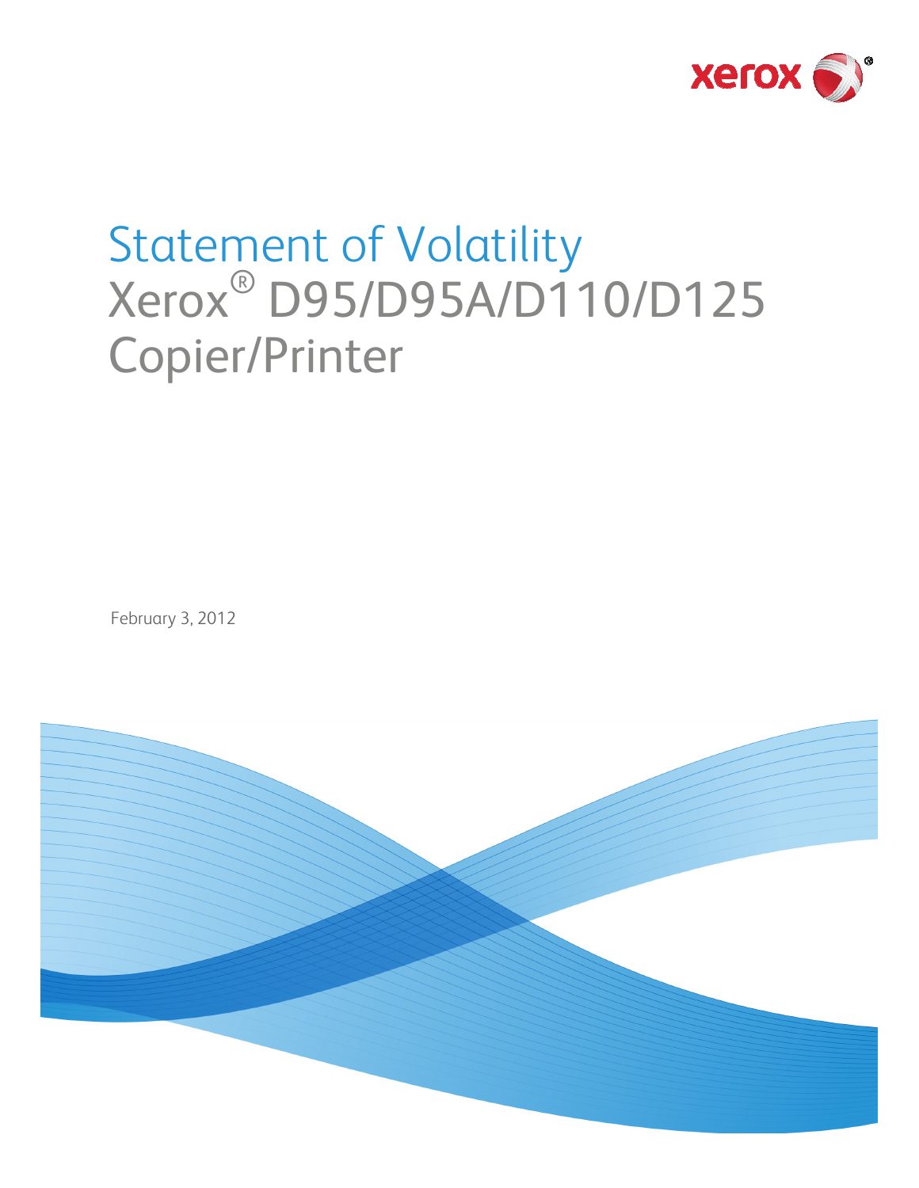# Statement of Volatility

Xerox® D95/D95A/D110/D125 Copier/Printer

February 3, 2012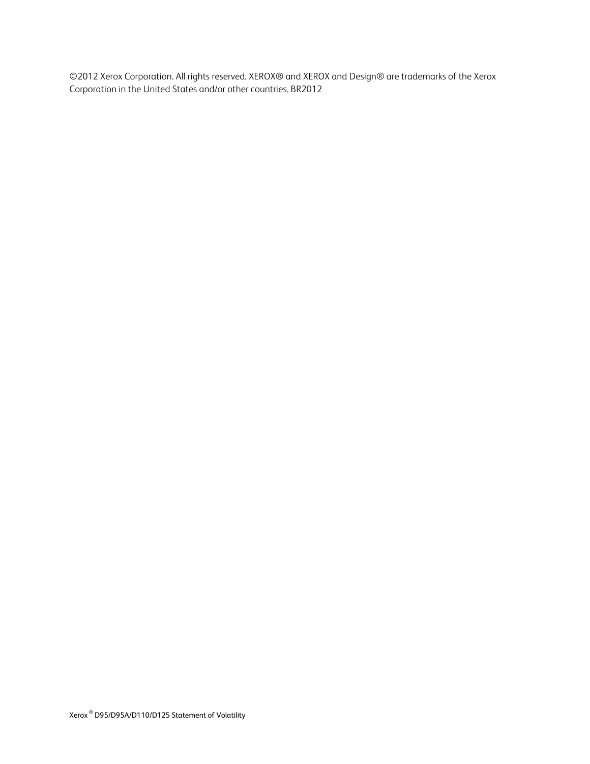©2012 Xerox Corporation. All rights reserved. XEROX® and XEROX and Design® are trademarks of the Xerox Corporation in the United States and/or other countries. BR2012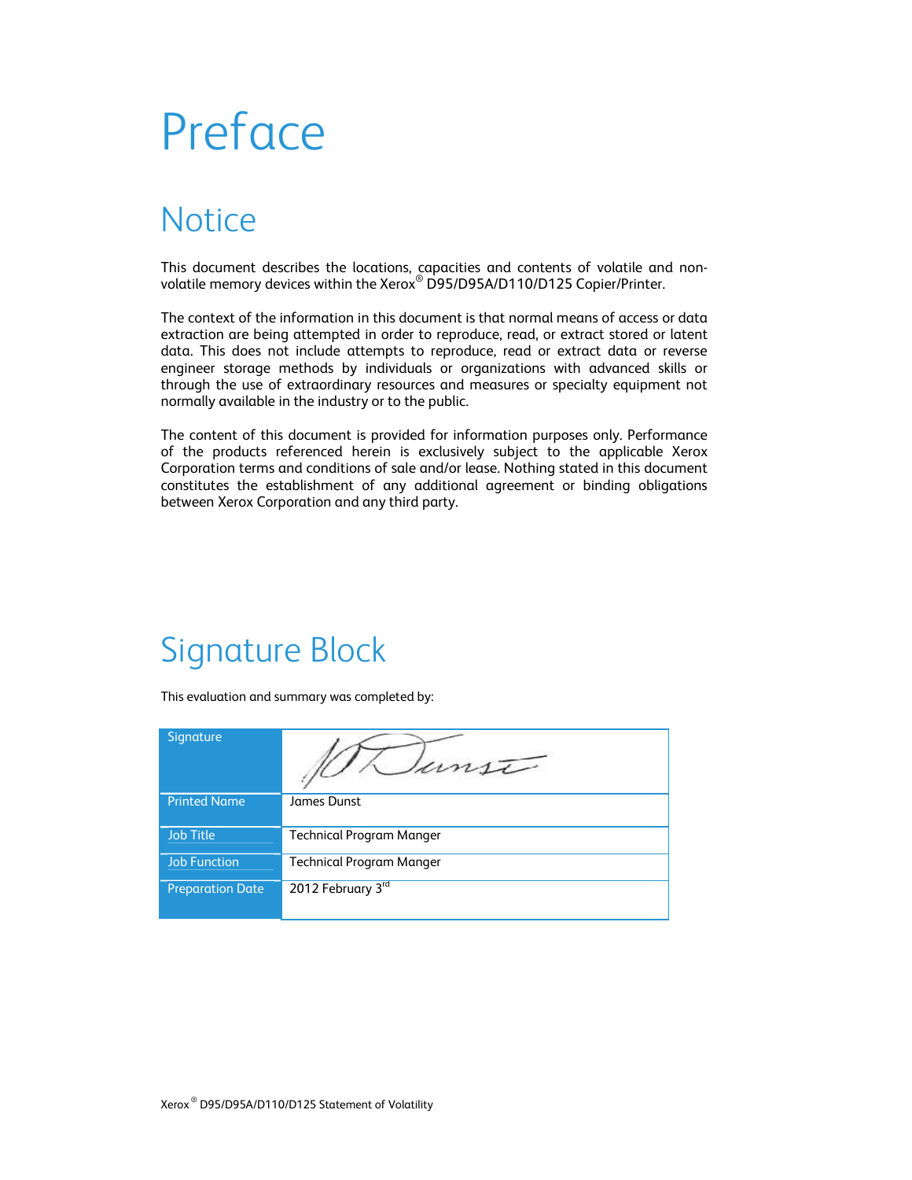# Preface

## Notice

This document describes the locations, capacities and contents of volatile and non-volatile memory devices within the Xerox® D95/D95A/D110/D125 Copier/Printer.

The context of the information in this document is that normal means of access or data extraction are being attempted in order to reproduce, read, or extract stored or latent data. This does not include attempts to reproduce, read or extract data or reverse engineer storage methods by individuals or organizations with advanced skills or through the use of extraordinary resources and measures or specialty equipment not normally available in the industry or to the public.

The content of this document is provided for information purposes only. Performance of the products referenced herein is exclusively subject to the applicable Xerox Corporation terms and conditions of sale and/or lease. Nothing stated in this document constitutes the establishment of any additional agreement or binding obligations between Xerox Corporation and any third party.

## Signature Block

This evaluation and summary was completed by:

| | |
|---|---|
| Signature | |
| Printed Name | James Dunst |
| Job Title | Technical Program Manger |
| Job Function | Technical Program Manger |
| Preparation Date | 2012 February 3rd |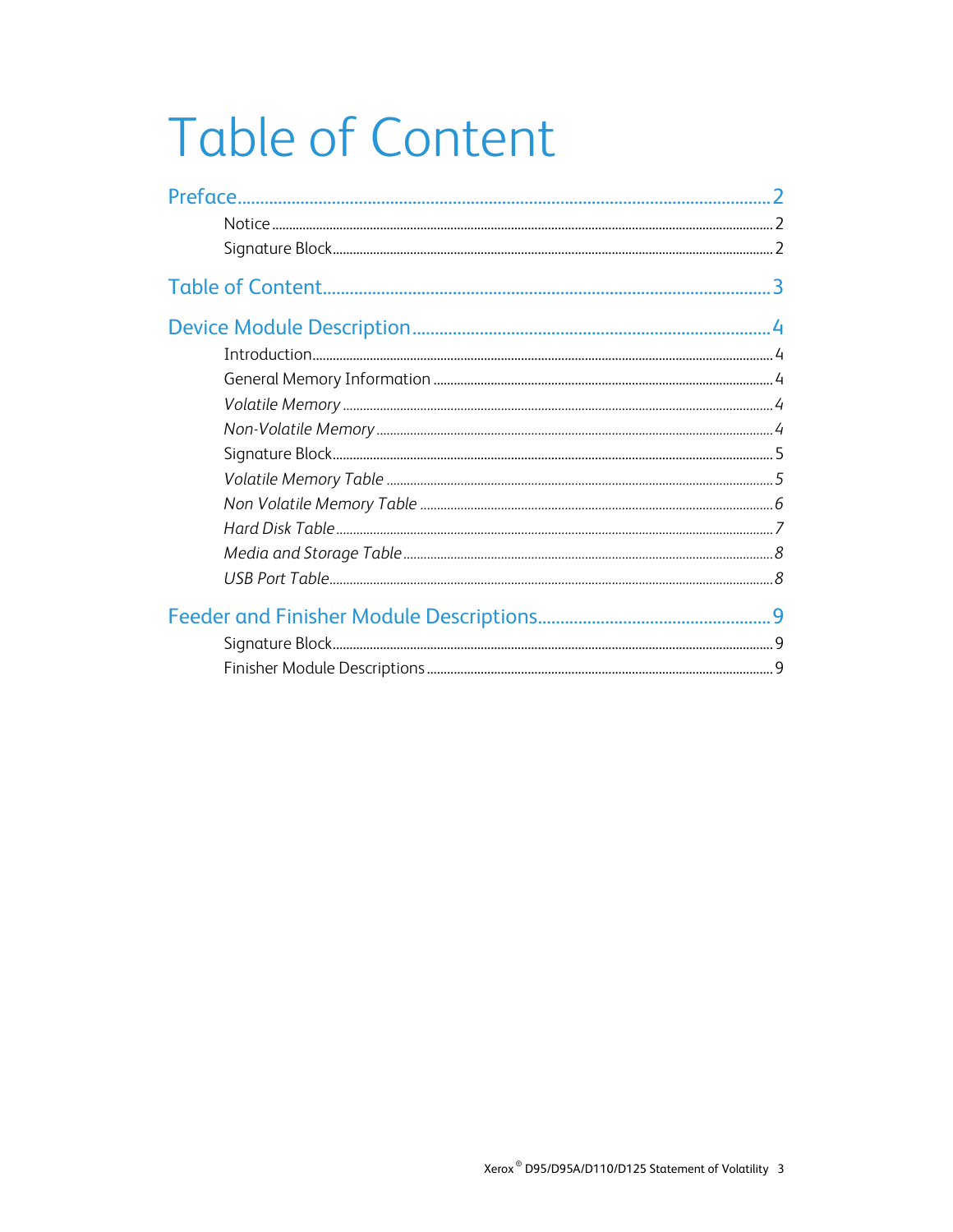# Table of Content

Preface .......... 2

- Notice .......... 2
- Signature Block .......... 2

Table of Content .......... 3

Device Module Description .......... 4

- Introduction .......... 4
- General Memory Information .......... 4
- *Volatile Memory* .......... *4*
- *Non-Volatile Memory* .......... *4*
- Signature Block .......... 5
- *Volatile Memory Table* .......... *5*
- *Non Volatile Memory Table* .......... *6*
- *Hard Disk Table* .......... *7*
- *Media and Storage Table* .......... *8*
- *USB Port Table* .......... *8*

Feeder and Finisher Module Descriptions .......... 9

- Signature Block .......... 9
- Finisher Module Descriptions .......... 9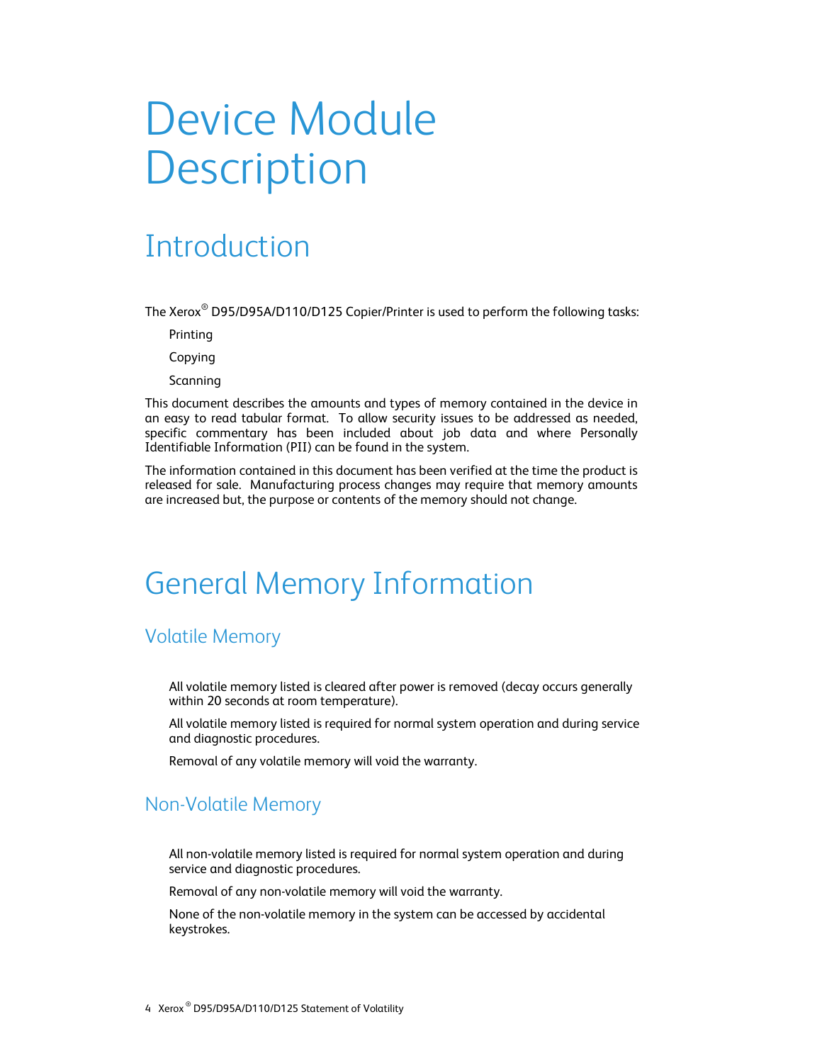# Device Module Description

## Introduction

The Xerox® D95/D95A/D110/D125 Copier/Printer is used to perform the following tasks:

- Printing
- Copying
- Scanning

This document describes the amounts and types of memory contained in the device in an easy to read tabular format. To allow security issues to be addressed as needed, specific commentary has been included about job data and where Personally Identifiable Information (PII) can be found in the system.

The information contained in this document has been verified at the time the product is released for sale. Manufacturing process changes may require that memory amounts are increased but, the purpose or contents of the memory should not change.

## General Memory Information

### Volatile Memory

- All volatile memory listed is cleared after power is removed (decay occurs generally within 20 seconds at room temperature).
- All volatile memory listed is required for normal system operation and during service and diagnostic procedures.
- Removal of any volatile memory will void the warranty.

### Non-Volatile Memory

- All non-volatile memory listed is required for normal system operation and during service and diagnostic procedures.
- Removal of any non-volatile memory will void the warranty.
- None of the non-volatile memory in the system can be accessed by accidental keystrokes.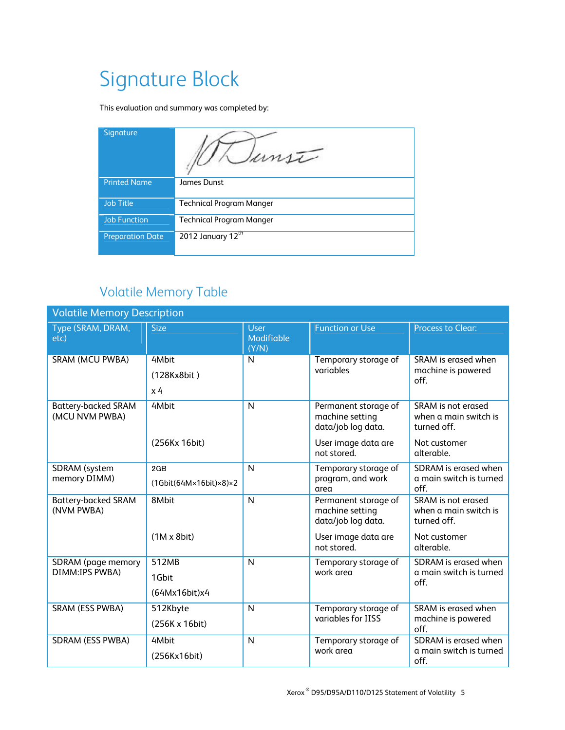# Signature Block

This evaluation and summary was completed by:

| Signature | |
|---|---|
| Printed Name | James Dunst |
| Job Title | Technical Program Manger |
| Job Function | Technical Program Manger |
| Preparation Date | 2012 January 12th |

## Volatile Memory Table

| Volatile Memory Description | | | | |
|---|---|---|---|---|
| Type (SRAM, DRAM, etc) | Size | User Modifiable (Y/N) | Function or Use | Process to Clear: |
| SRAM (MCU PWBA) | 4Mbit (128Kx8bit ) x 4 | N | Temporary storage of variables | SRAM is erased when machine is powered off. |
| Battery-backed SRAM (MCU NVM PWBA) | 4Mbit (256Kx 16bit) | N | Permanent storage of machine setting data/job log data. User image data are not stored. | SRAM is not erased when a main switch is turned off. Not customer alterable. |
| SDRAM (system memory DIMM) | 2GB (1Gbit(64M×16bit)×8)×2 | N | Temporary storage of program, and work area | SDRAM is erased when a main switch is turned off. |
| Battery-backed SRAM (NVM PWBA) | 8Mbit (1M x 8bit) | N | Permanent storage of machine setting data/job log data. User image data are not stored. | SRAM is not erased when a main switch is turned off. Not customer alterable. |
| SDRAM (page memory DIMM:IPS PWBA) | 512MB 1Gbit (64Mx16bit)x4 | N | Temporary storage of work area | SDRAM is erased when a main switch is turned off. |
| SRAM (ESS PWBA) | 512Kbyte (256K x 16bit) | N | Temporary storage of variables for IISS | SRAM is erased when machine is powered off. |
| SDRAM (ESS PWBA) | 4Mbit (256Kx16bit) | N | Temporary storage of work area | SDRAM is erased when a main switch is turned off. |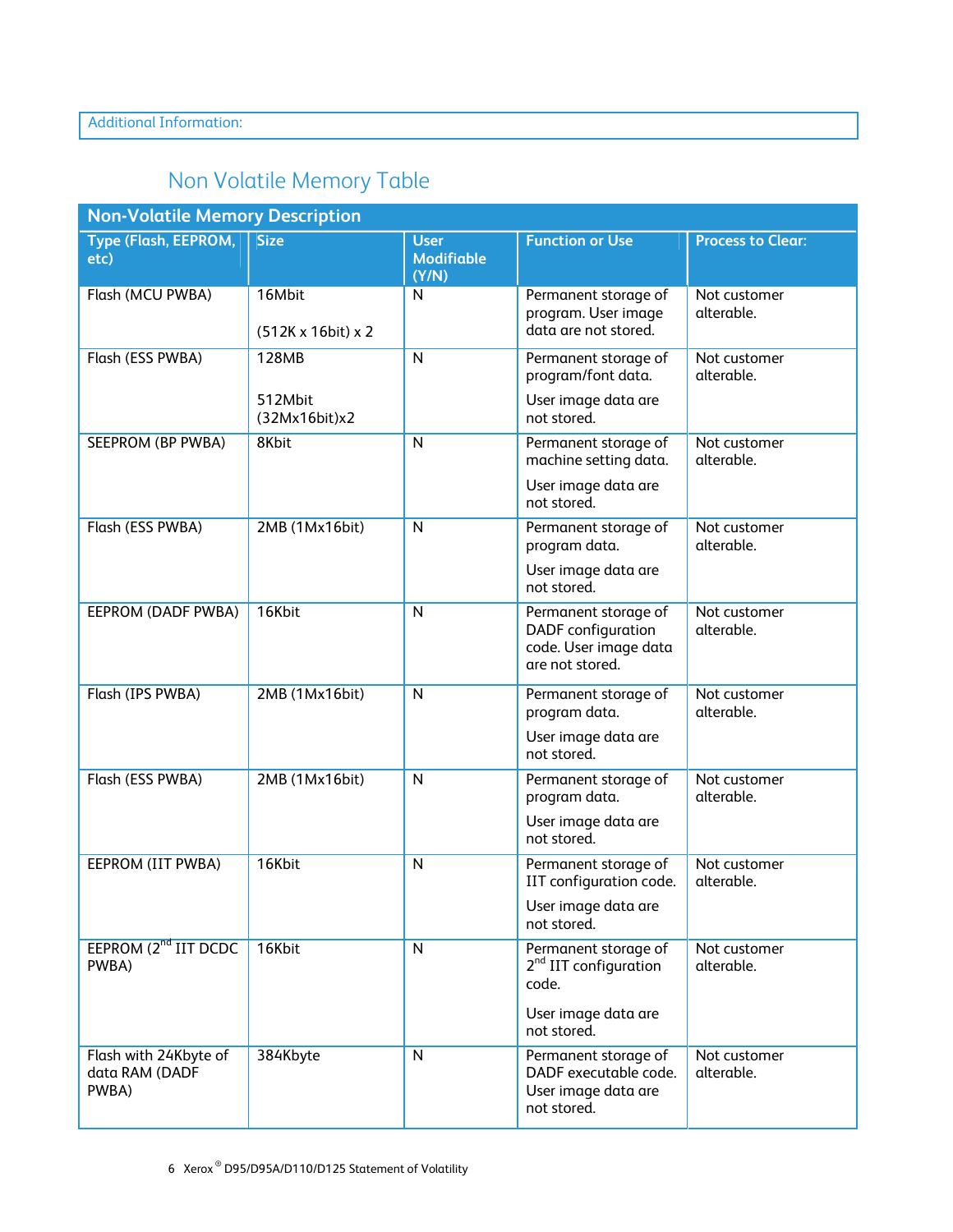Additional Information:

## Non Volatile Memory Table

| Non-Volatile Memory Description | | | | |
|---|---|---|---|---|
| **Type (Flash, EEPROM, etc)** | **Size** | **User Modifiable (Y/N)** | **Function or Use** | **Process to Clear:** |
| Flash (MCU PWBA) | 16Mbit<br><br>(512K x 16bit) x 2 | N | Permanent storage of program. User image data are not stored. | Not customer alterable. |
| Flash (ESS PWBA) | 128MB<br><br>512Mbit (32Mx16bit)x2 | N | Permanent storage of program/font data.<br><br>User image data are not stored. | Not customer alterable. |
| SEEPROM (BP PWBA) | 8Kbit | N | Permanent storage of machine setting data.<br><br>User image data are not stored. | Not customer alterable. |
| Flash (ESS PWBA) | 2MB (1Mx16bit) | N | Permanent storage of program data.<br><br>User image data are not stored. | Not customer alterable. |
| EEPROM (DADF PWBA) | 16Kbit | N | Permanent storage of DADF configuration code. User image data are not stored. | Not customer alterable. |
| Flash (IPS PWBA) | 2MB (1Mx16bit) | N | Permanent storage of program data.<br><br>User image data are not stored. | Not customer alterable. |
| Flash (ESS PWBA) | 2MB (1Mx16bit) | N | Permanent storage of program data.<br><br>User image data are not stored. | Not customer alterable. |
| EEPROM (IIT PWBA) | 16Kbit | N | Permanent storage of IIT configuration code.<br><br>User image data are not stored. | Not customer alterable. |
| EEPROM (2nd IIT DCDC PWBA) | 16Kbit | N | Permanent storage of 2nd IIT configuration code.<br><br>User image data are not stored. | Not customer alterable. |
| Flash with 24Kbyte of data RAM (DADF PWBA) | 384Kbyte | N | Permanent storage of DADF executable code. User image data are not stored. | Not customer alterable. |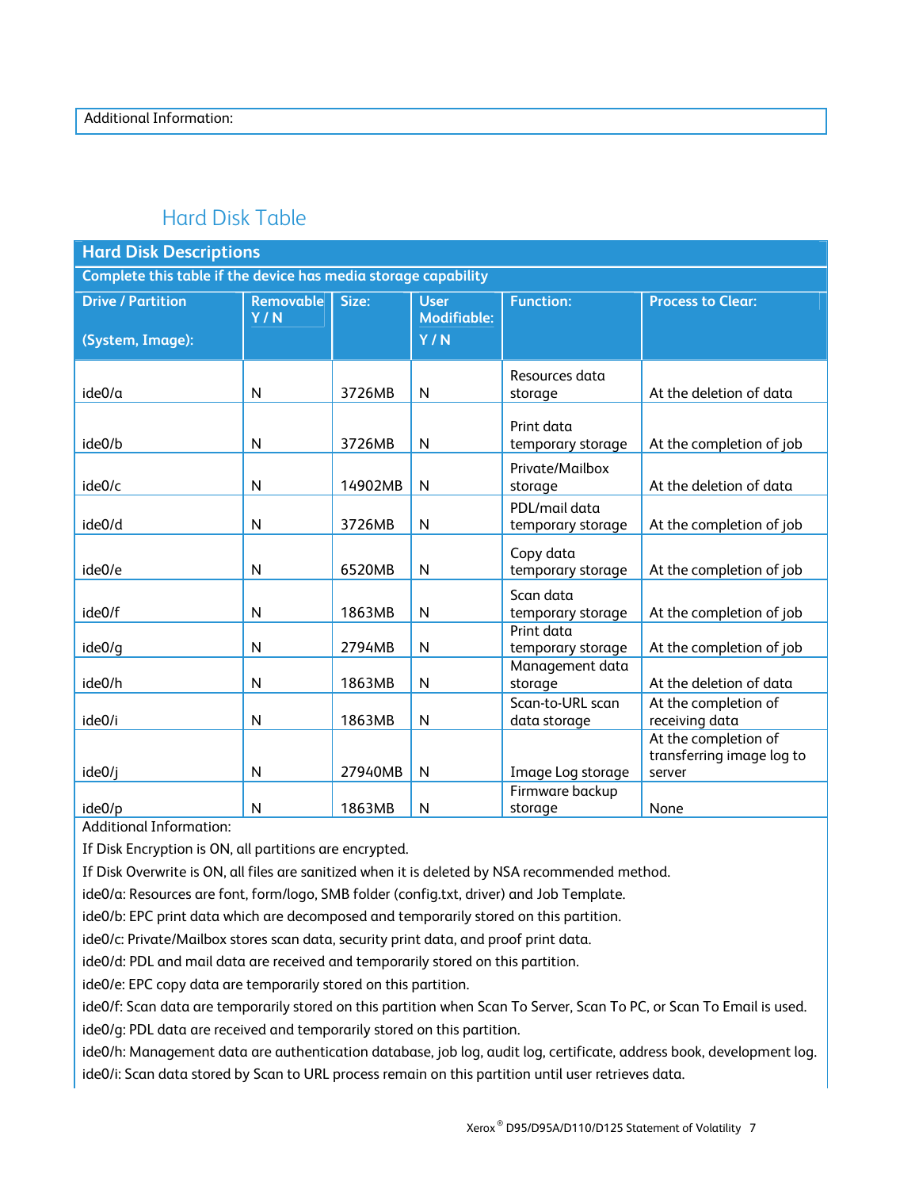| Additional Information: |
|---|

## Hard Disk Table

| Hard Disk Descriptions | | | | | |
|---|---|---|---|---|---|
| Complete this table if the device has media storage capability | | | | | |
| Drive / Partition (System, Image): | Removable Y / N | Size: | User Modifiable: Y / N | Function: | Process to Clear: |
| ide0/a | N | 3726MB | N | Resources data storage | At the deletion of data |
| ide0/b | N | 3726MB | N | Print data temporary storage | At the completion of job |
| ide0/c | N | 14902MB | N | Private/Mailbox storage | At the deletion of data |
| ide0/d | N | 3726MB | N | PDL/mail data temporary storage | At the completion of job |
| ide0/e | N | 6520MB | N | Copy data temporary storage | At the completion of job |
| ide0/f | N | 1863MB | N | Scan data temporary storage | At the completion of job |
| ide0/g | N | 2794MB | N | Print data temporary storage | At the completion of job |
| ide0/h | N | 1863MB | N | Management data storage | At the deletion of data |
| ide0/i | N | 1863MB | N | Scan-to-URL scan data storage | At the completion of receiving data |
| ide0/j | N | 27940MB | N | Image Log storage | At the completion of transferring image log to server |
| ide0/p | N | 1863MB | N | Firmware backup storage | None |

Additional Information:

If Disk Encryption is ON, all partitions are encrypted.

If Disk Overwrite is ON, all files are sanitized when it is deleted by NSA recommended method.

ide0/a: Resources are font, form/logo, SMB folder (config.txt, driver) and Job Template.

ide0/b: EPC print data which are decomposed and temporarily stored on this partition.

ide0/c: Private/Mailbox stores scan data, security print data, and proof print data.

ide0/d: PDL and mail data are received and temporarily stored on this partition.

ide0/e: EPC copy data are temporarily stored on this partition.

ide0/f: Scan data are temporarily stored on this partition when Scan To Server, Scan To PC, or Scan To Email is used.

ide0/g: PDL data are received and temporarily stored on this partition.

ide0/h: Management data are authentication database, job log, audit log, certificate, address book, development log.

ide0/i: Scan data stored by Scan to URL process remain on this partition until user retrieves data.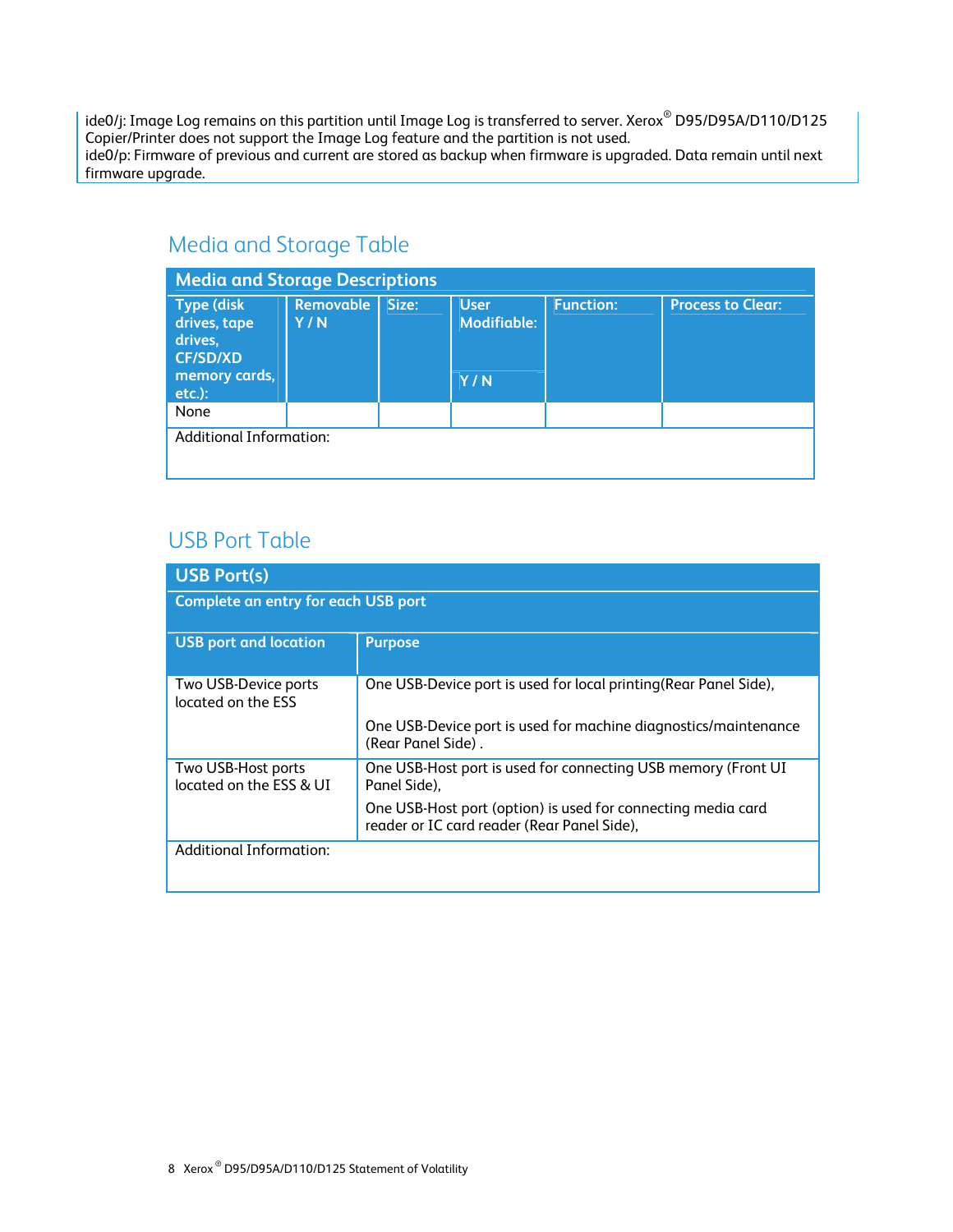ide0/j: Image Log remains on this partition until Image Log is transferred to server. Xerox® D95/D95A/D110/D125 Copier/Printer does not support the Image Log feature and the partition is not used.
ide0/p: Firmware of previous and current are stored as backup when firmware is upgraded. Data remain until next firmware upgrade.

## Media and Storage Table

| Media and Storage Descriptions | | | | | |
|---|---|---|---|---|---|
| **Type (disk drives, tape drives, CF/SD/XD memory cards, etc.):** | **Removable Y / N** | **Size:** | **User Modifiable: Y / N** | **Function:** | **Process to Clear:** |
| None | | | | | |
| Additional Information: | | | | | |

## USB Port Table

| USB Port(s) | |
|---|---|
| **Complete an entry for each USB port** | |
| **USB port and location** | **Purpose** |
| Two USB-Device ports located on the ESS | One USB-Device port is used for local printing(Rear Panel Side),<br><br>One USB-Device port is used for machine diagnostics/maintenance (Rear Panel Side) . |
| Two USB-Host ports located on the ESS & UI | One USB-Host port is used for connecting USB memory (Front UI Panel Side),<br><br>One USB-Host port (option) is used for connecting media card reader or IC card reader (Rear Panel Side), |
| Additional Information: | |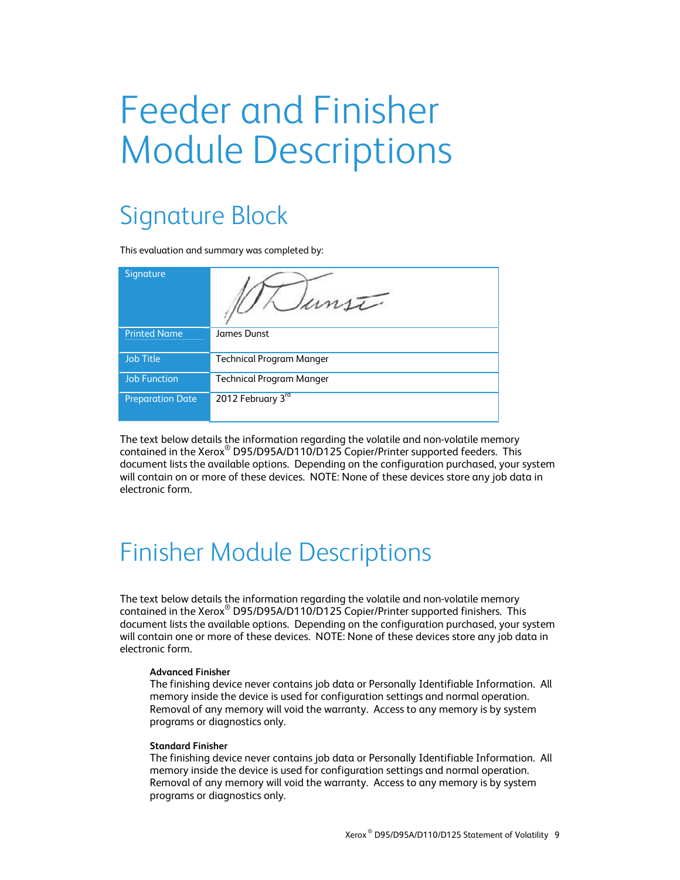# Feeder and Finisher Module Descriptions

## Signature Block

This evaluation and summary was completed by:

| | |
|---|---|
| Signature | |
| Printed Name | James Dunst |
| Job Title | Technical Program Manger |
| Job Function | Technical Program Manger |
| Preparation Date | 2012 February 3rd |

The text below details the information regarding the volatile and non-volatile memory contained in the Xerox® D95/D95A/D110/D125 Copier/Printer supported feeders. This document lists the available options. Depending on the configuration purchased, your system will contain on or more of these devices. NOTE: None of these devices store any job data in electronic form.

## Finisher Module Descriptions

The text below details the information regarding the volatile and non-volatile memory contained in the Xerox® D95/D95A/D110/D125 Copier/Printer supported finishers. This document lists the available options. Depending on the configuration purchased, your system will contain one or more of these devices. NOTE: None of these devices store any job data in electronic form.

**Advanced Finisher**
The finishing device never contains job data or Personally Identifiable Information. All memory inside the device is used for configuration settings and normal operation. Removal of any memory will void the warranty. Access to any memory is by system programs or diagnostics only.

**Standard Finisher**
The finishing device never contains job data or Personally Identifiable Information. All memory inside the device is used for configuration settings and normal operation. Removal of any memory will void the warranty. Access to any memory is by system programs or diagnostics only.